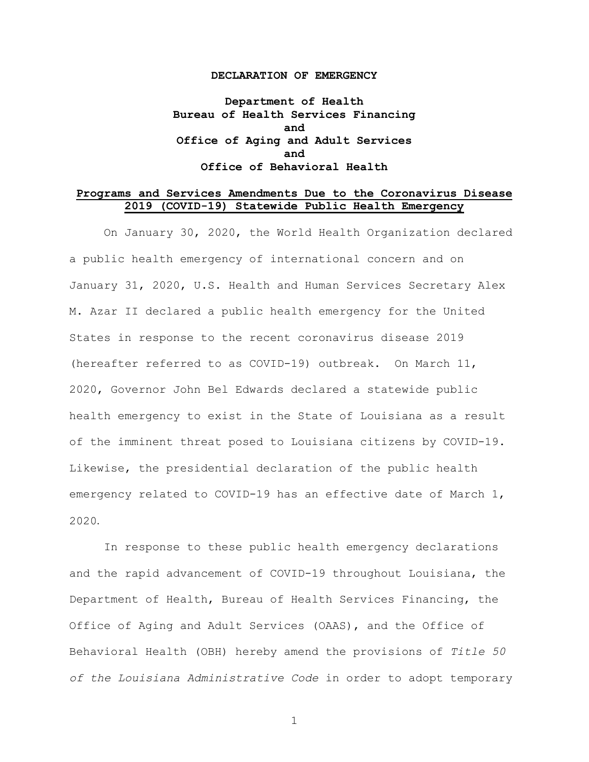**DECLARATION OF EMERGENCY**

**Department of Health**
**Bureau of Health Services Financing**
**and**
**Office of Aging and Adult Services**
**and**
**Office of Behavioral Health**

**Programs and Services Amendments Due to the Coronavirus Disease 2019 (COVID-19) Statewide Public Health Emergency**

On January 30, 2020, the World Health Organization declared a public health emergency of international concern and on January 31, 2020, U.S. Health and Human Services Secretary Alex M. Azar II declared a public health emergency for the United States in response to the recent coronavirus disease 2019 (hereafter referred to as COVID-19) outbreak. On March 11, 2020, Governor John Bel Edwards declared a statewide public health emergency to exist in the State of Louisiana as a result of the imminent threat posed to Louisiana citizens by COVID-19. Likewise, the presidential declaration of the public health emergency related to COVID-19 has an effective date of March 1, 2020.

In response to these public health emergency declarations and the rapid advancement of COVID-19 throughout Louisiana, the Department of Health, Bureau of Health Services Financing, the Office of Aging and Adult Services (OAAS), and the Office of Behavioral Health (OBH) hereby amend the provisions of *Title 50 of the Louisiana Administrative Code* in order to adopt temporary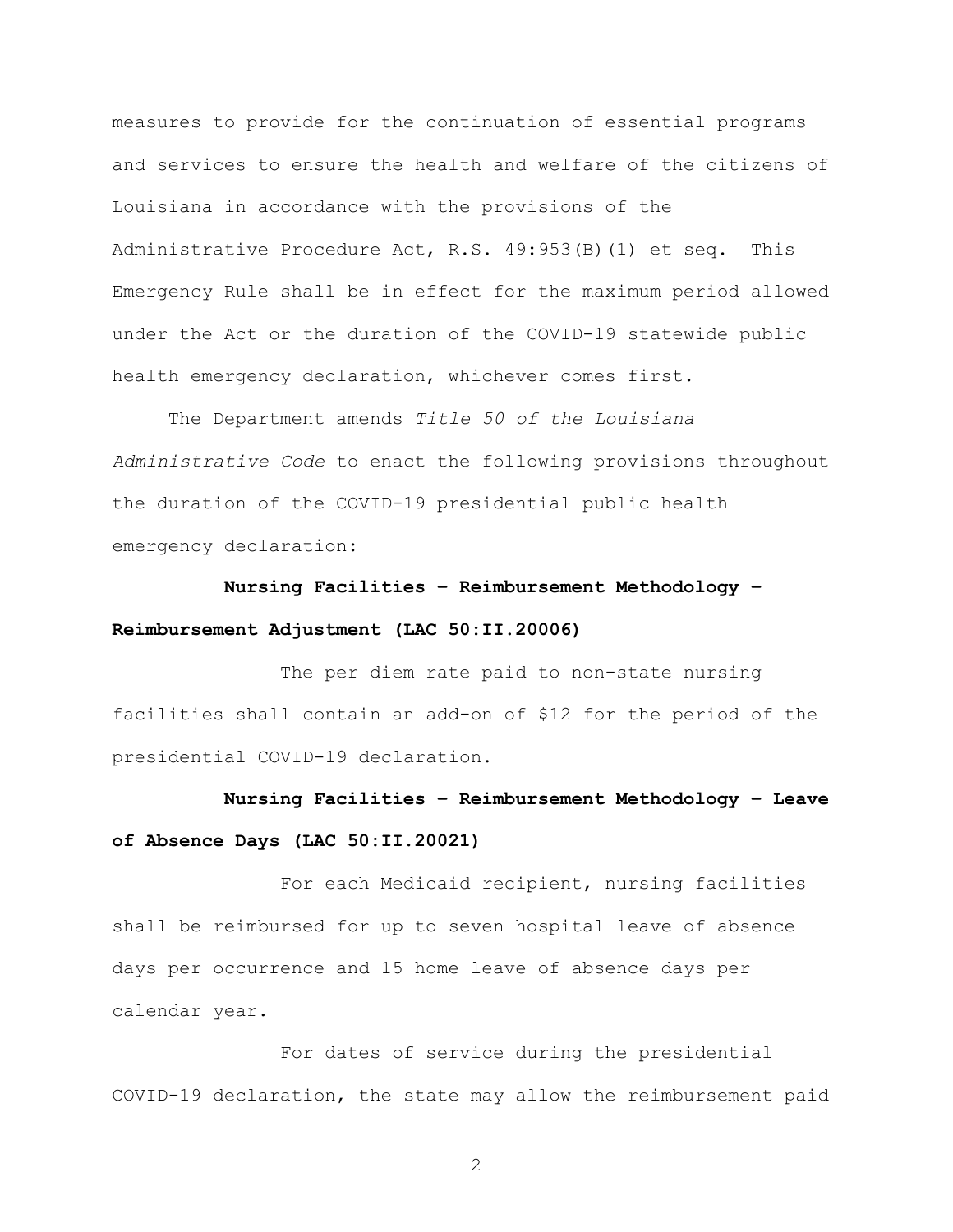measures to provide for the continuation of essential programs and services to ensure the health and welfare of the citizens of Louisiana in accordance with the provisions of the Administrative Procedure Act, R.S. 49:953(B)(1) et seq. This Emergency Rule shall be in effect for the maximum period allowed under the Act or the duration of the COVID-19 statewide public health emergency declaration, whichever comes first.

The Department amends *Title 50 of the Louisiana Administrative Code* to enact the following provisions throughout the duration of the COVID-19 presidential public health emergency declaration:

**Nursing Facilities – Reimbursement Methodology – Reimbursement Adjustment (LAC 50:II.20006)**

The per diem rate paid to non-state nursing facilities shall contain an add-on of $12 for the period of the presidential COVID-19 declaration.

**Nursing Facilities – Reimbursement Methodology – Leave of Absence Days (LAC 50:II.20021)**

For each Medicaid recipient, nursing facilities shall be reimbursed for up to seven hospital leave of absence days per occurrence and 15 home leave of absence days per calendar year.

For dates of service during the presidential COVID-19 declaration, the state may allow the reimbursement paid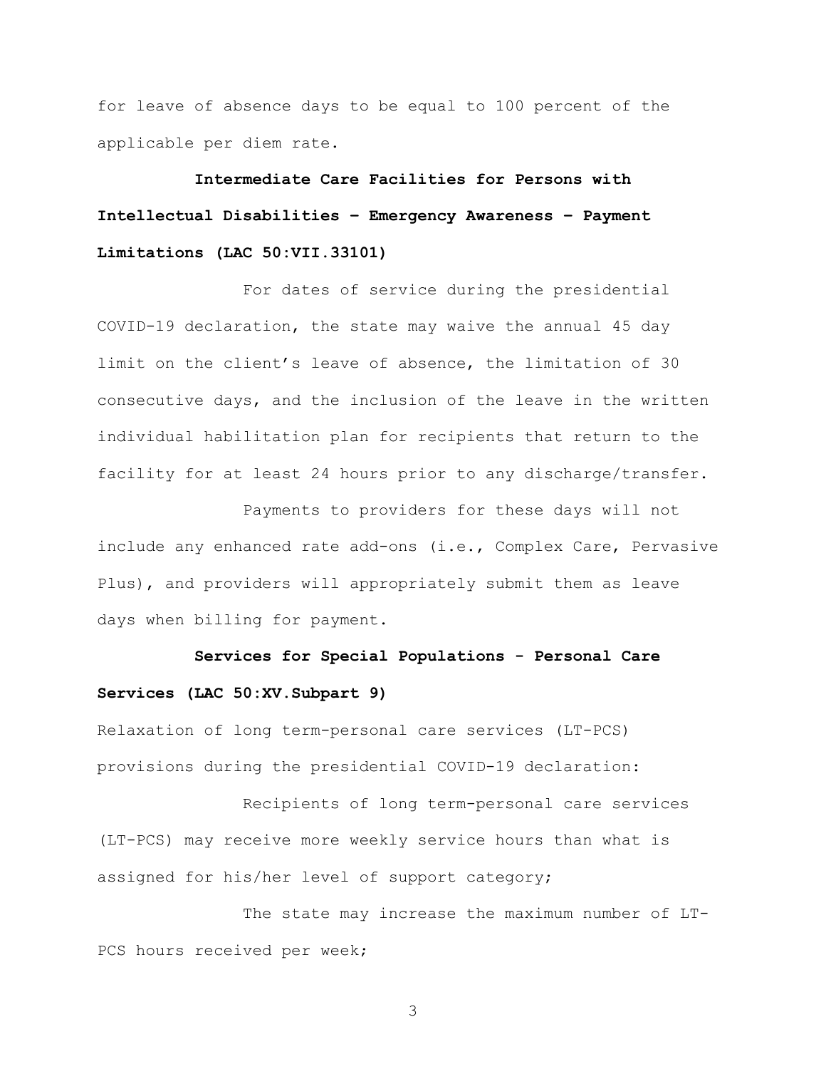for leave of absence days to be equal to 100 percent of the applicable per diem rate.

**Intermediate Care Facilities for Persons with Intellectual Disabilities – Emergency Awareness – Payment Limitations (LAC 50:VII.33101)**

For dates of service during the presidential COVID-19 declaration, the state may waive the annual 45 day limit on the client's leave of absence, the limitation of 30 consecutive days, and the inclusion of the leave in the written individual habilitation plan for recipients that return to the facility for at least 24 hours prior to any discharge/transfer.

Payments to providers for these days will not include any enhanced rate add-ons (i.e., Complex Care, Pervasive Plus), and providers will appropriately submit them as leave days when billing for payment.

**Services for Special Populations - Personal Care Services (LAC 50:XV.Subpart 9)**

Relaxation of long term-personal care services (LT-PCS) provisions during the presidential COVID-19 declaration:

Recipients of long term-personal care services (LT-PCS) may receive more weekly service hours than what is assigned for his/her level of support category;

The state may increase the maximum number of LT-PCS hours received per week;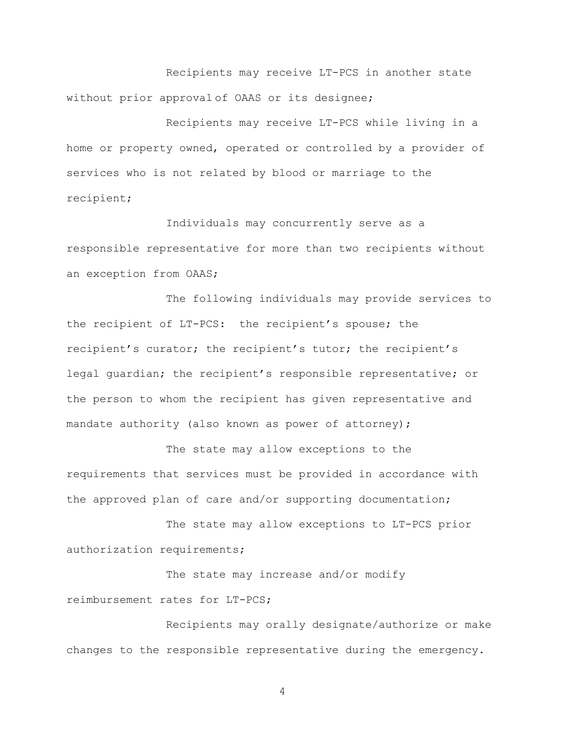Recipients may receive LT-PCS in another state without prior approval of OAAS or its designee;

Recipients may receive LT-PCS while living in a home or property owned, operated or controlled by a provider of services who is not related by blood or marriage to the recipient;

Individuals may concurrently serve as a responsible representative for more than two recipients without an exception from OAAS;

The following individuals may provide services to the recipient of LT-PCS: the recipient's spouse; the recipient's curator; the recipient's tutor; the recipient's legal guardian; the recipient's responsible representative; or the person to whom the recipient has given representative and mandate authority (also known as power of attorney);

The state may allow exceptions to the requirements that services must be provided in accordance with the approved plan of care and/or supporting documentation;

The state may allow exceptions to LT-PCS prior authorization requirements;

The state may increase and/or modify reimbursement rates for LT-PCS;

Recipients may orally designate/authorize or make changes to the responsible representative during the emergency.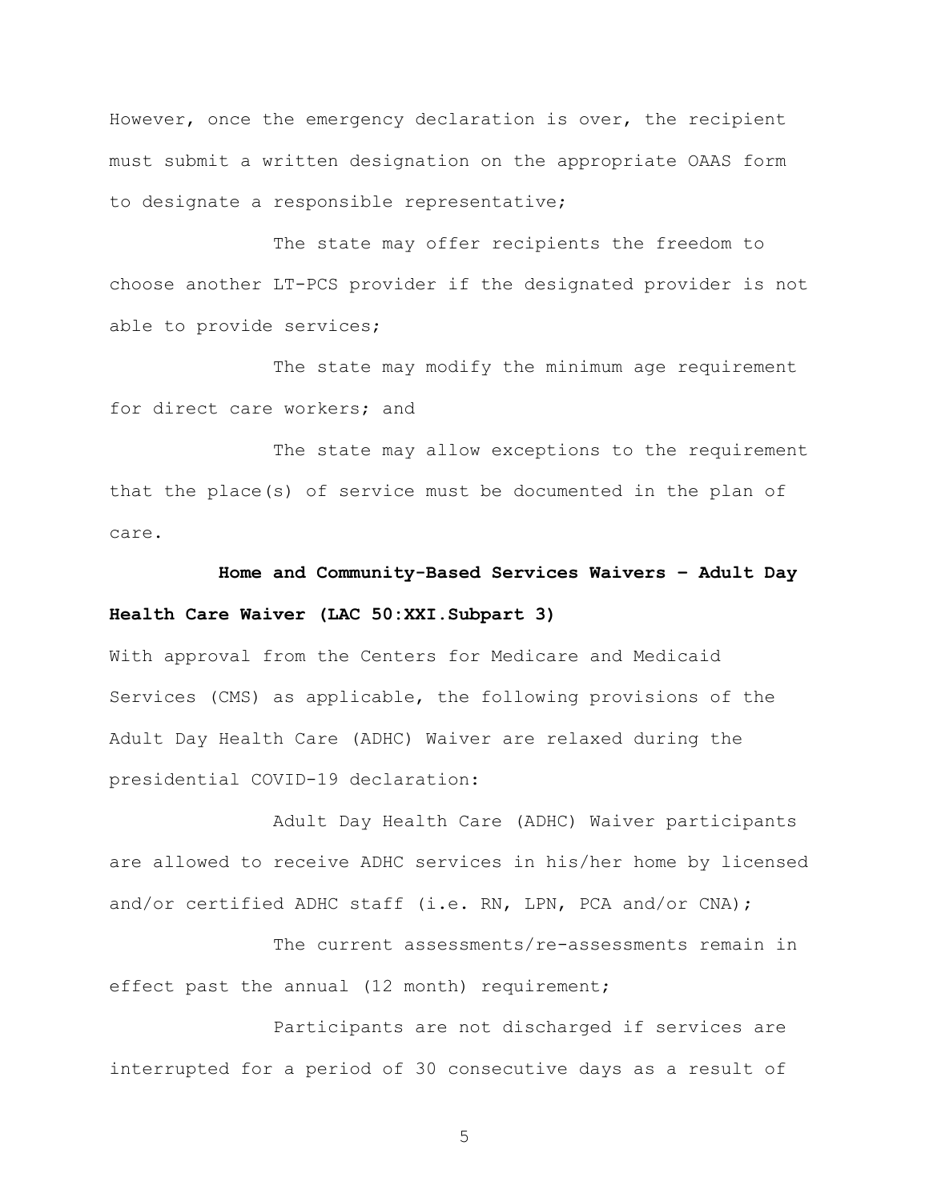However, once the emergency declaration is over, the recipient must submit a written designation on the appropriate OAAS form to designate a responsible representative;

The state may offer recipients the freedom to choose another LT-PCS provider if the designated provider is not able to provide services;

The state may modify the minimum age requirement for direct care workers; and

The state may allow exceptions to the requirement that the place(s) of service must be documented in the plan of care.

**Home and Community-Based Services Waivers – Adult Day Health Care Waiver (LAC 50:XXI.Subpart 3)**

With approval from the Centers for Medicare and Medicaid Services (CMS) as applicable, the following provisions of the Adult Day Health Care (ADHC) Waiver are relaxed during the presidential COVID-19 declaration:

Adult Day Health Care (ADHC) Waiver participants are allowed to receive ADHC services in his/her home by licensed and/or certified ADHC staff (i.e. RN, LPN, PCA and/or CNA);

The current assessments/re-assessments remain in effect past the annual (12 month) requirement;

Participants are not discharged if services are interrupted for a period of 30 consecutive days as a result of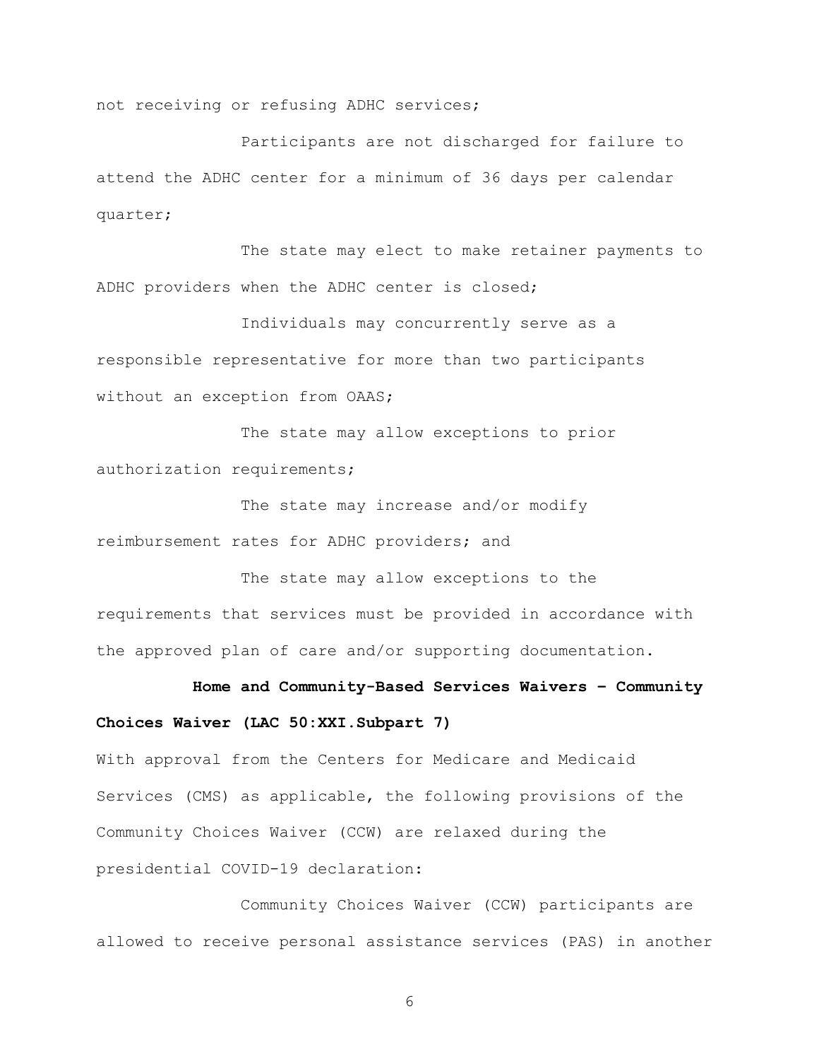not receiving or refusing ADHC services;

Participants are not discharged for failure to attend the ADHC center for a minimum of 36 days per calendar quarter;

The state may elect to make retainer payments to ADHC providers when the ADHC center is closed;

Individuals may concurrently serve as a responsible representative for more than two participants without an exception from OAAS;

The state may allow exceptions to prior authorization requirements;

The state may increase and/or modify reimbursement rates for ADHC providers; and

The state may allow exceptions to the requirements that services must be provided in accordance with the approved plan of care and/or supporting documentation.

**Home and Community-Based Services Waivers – Community Choices Waiver (LAC 50:XXI.Subpart 7)**

With approval from the Centers for Medicare and Medicaid Services (CMS) as applicable, the following provisions of the Community Choices Waiver (CCW) are relaxed during the presidential COVID-19 declaration:

Community Choices Waiver (CCW) participants are allowed to receive personal assistance services (PAS) in another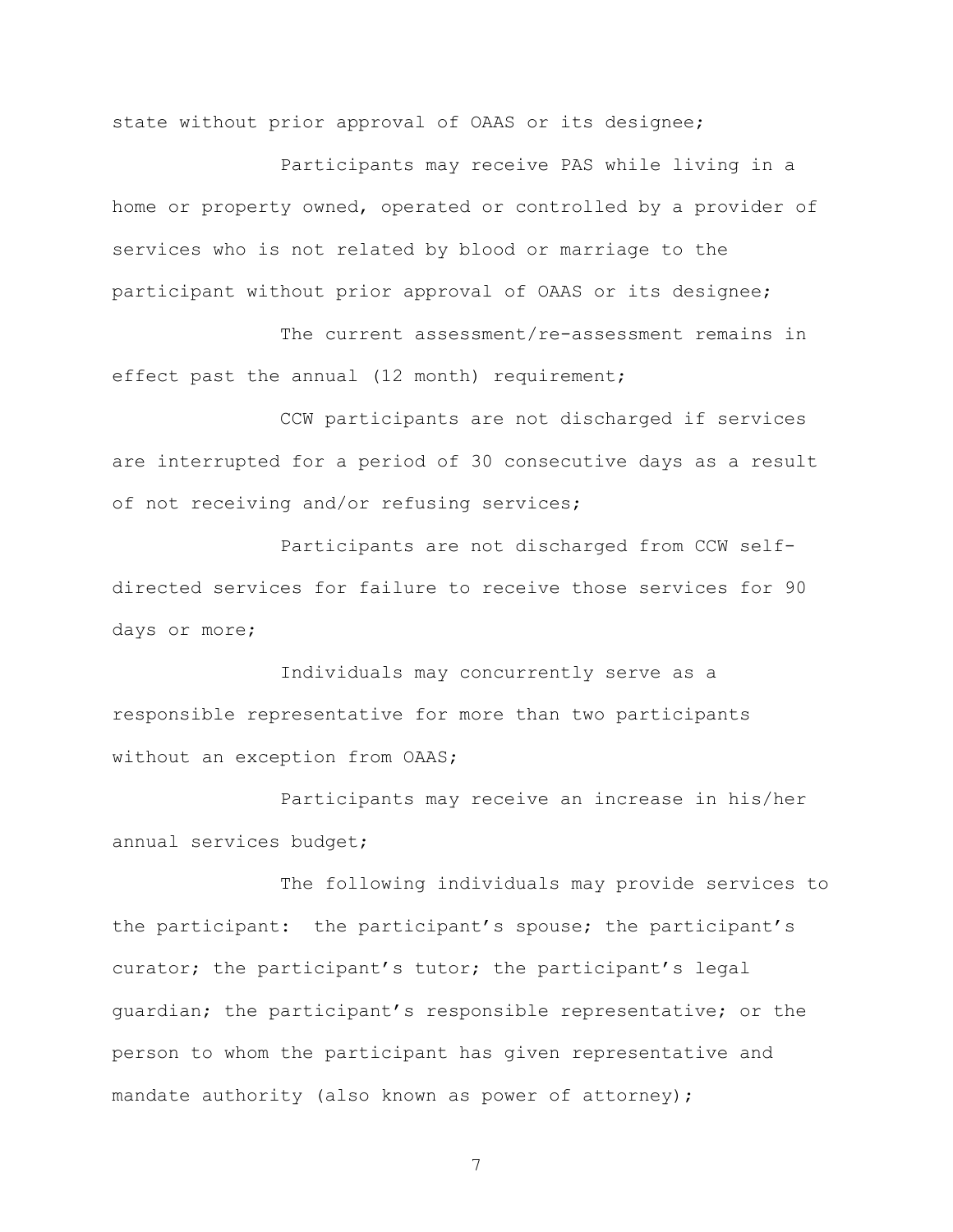state without prior approval of OAAS or its designee;

Participants may receive PAS while living in a home or property owned, operated or controlled by a provider of services who is not related by blood or marriage to the participant without prior approval of OAAS or its designee;

The current assessment/re-assessment remains in effect past the annual (12 month) requirement;

CCW participants are not discharged if services are interrupted for a period of 30 consecutive days as a result of not receiving and/or refusing services;

Participants are not discharged from CCW self-directed services for failure to receive those services for 90 days or more;

Individuals may concurrently serve as a responsible representative for more than two participants without an exception from OAAS;

Participants may receive an increase in his/her annual services budget;

The following individuals may provide services to the participant: the participant's spouse; the participant's curator; the participant's tutor; the participant's legal guardian; the participant's responsible representative; or the person to whom the participant has given representative and mandate authority (also known as power of attorney);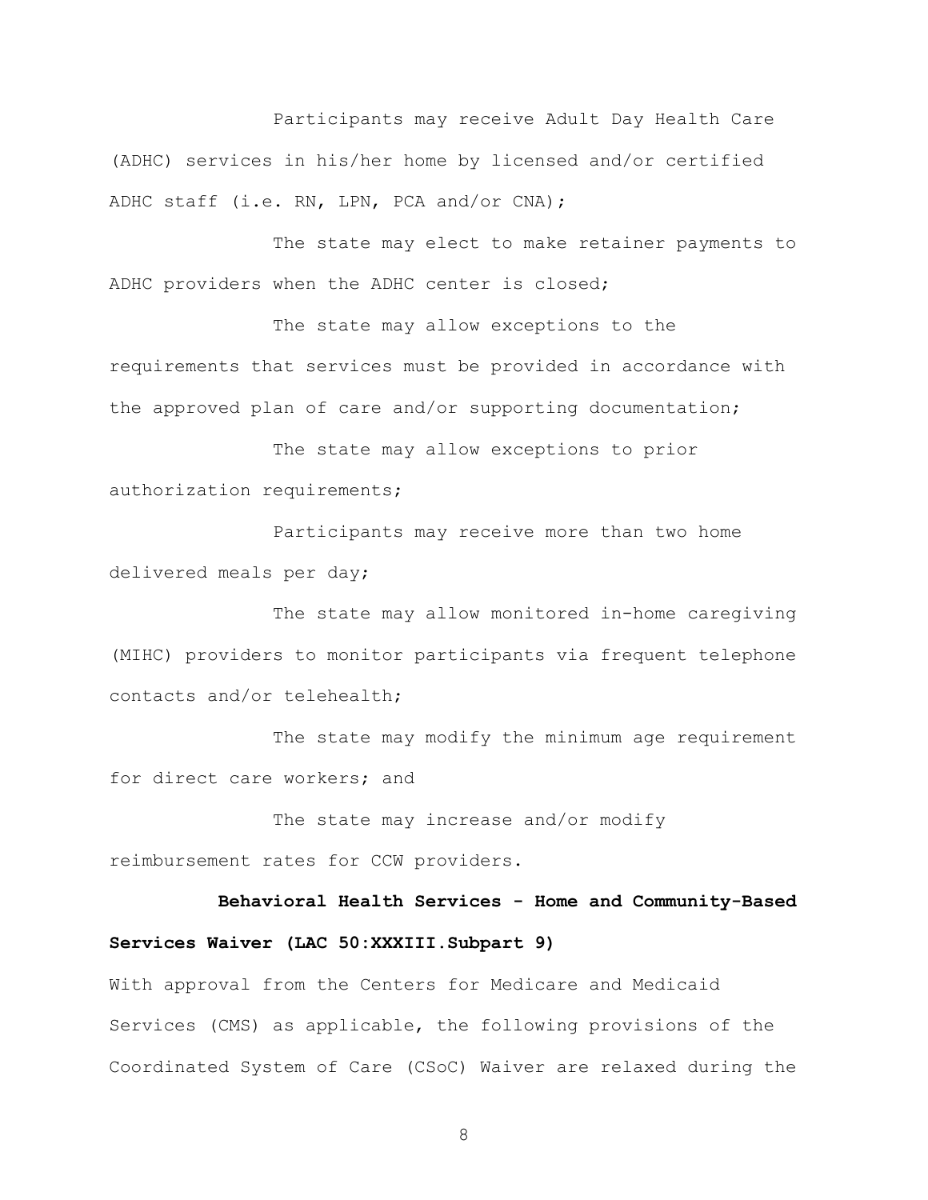Participants may receive Adult Day Health Care (ADHC) services in his/her home by licensed and/or certified ADHC staff (i.e. RN, LPN, PCA and/or CNA);

The state may elect to make retainer payments to ADHC providers when the ADHC center is closed;

The state may allow exceptions to the requirements that services must be provided in accordance with the approved plan of care and/or supporting documentation;

The state may allow exceptions to prior authorization requirements;

Participants may receive more than two home delivered meals per day;

The state may allow monitored in-home caregiving (MIHC) providers to monitor participants via frequent telephone contacts and/or telehealth;

The state may modify the minimum age requirement for direct care workers; and

The state may increase and/or modify reimbursement rates for CCW providers.

**Behavioral Health Services - Home and Community-Based Services Waiver (LAC 50:XXXIII.Subpart 9)**

With approval from the Centers for Medicare and Medicaid Services (CMS) as applicable, the following provisions of the Coordinated System of Care (CSoC) Waiver are relaxed during the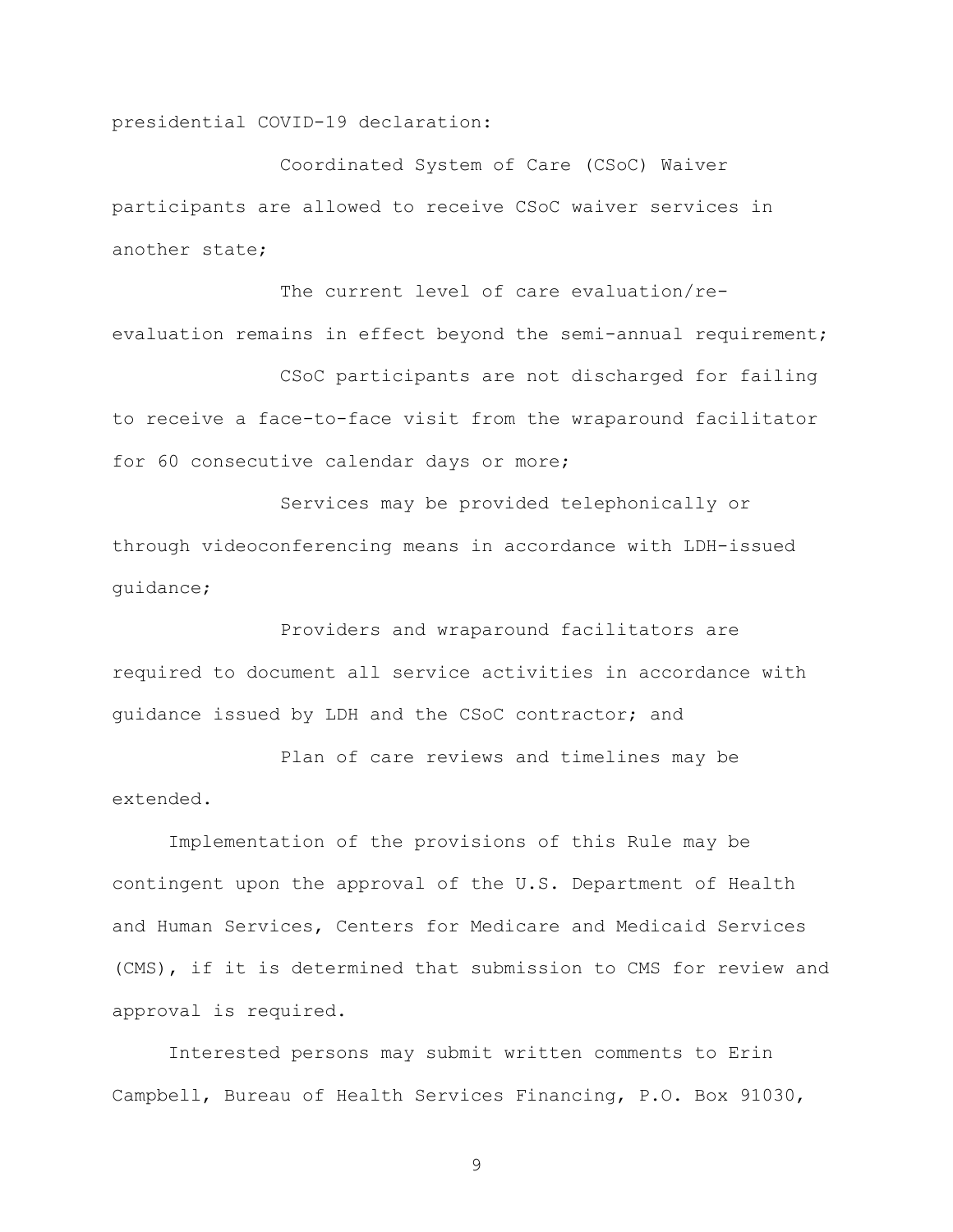presidential COVID-19 declaration:

Coordinated System of Care (CSoC) Waiver participants are allowed to receive CSoC waiver services in another state;

The current level of care evaluation/re-evaluation remains in effect beyond the semi-annual requirement;

CSoC participants are not discharged for failing to receive a face-to-face visit from the wraparound facilitator for 60 consecutive calendar days or more;

Services may be provided telephonically or through videoconferencing means in accordance with LDH-issued guidance;

Providers and wraparound facilitators are required to document all service activities in accordance with guidance issued by LDH and the CSoC contractor; and

Plan of care reviews and timelines may be extended.

Implementation of the provisions of this Rule may be contingent upon the approval of the U.S. Department of Health and Human Services, Centers for Medicare and Medicaid Services (CMS), if it is determined that submission to CMS for review and approval is required.

Interested persons may submit written comments to Erin Campbell, Bureau of Health Services Financing, P.O. Box 91030,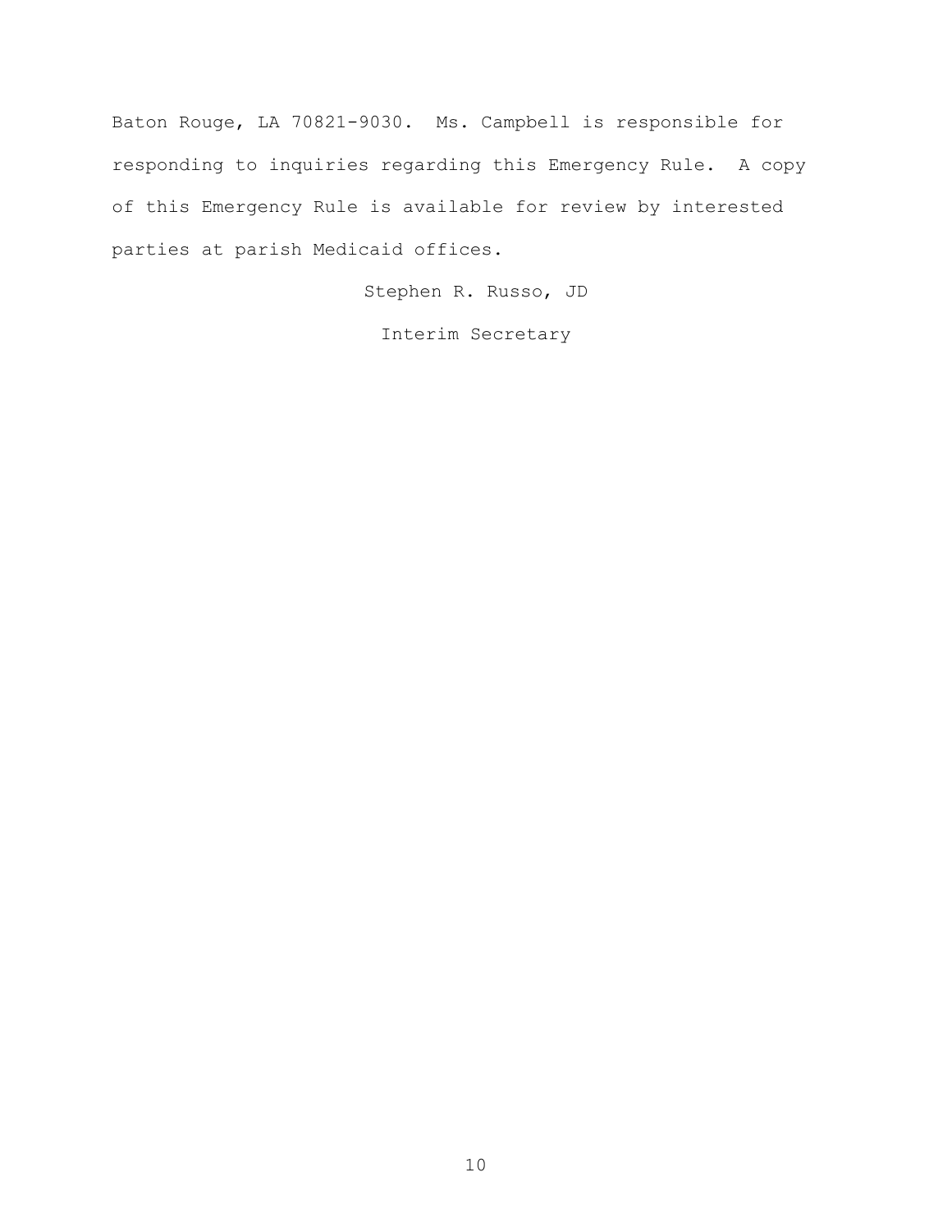Baton Rouge, LA 70821-9030. Ms. Campbell is responsible for responding to inquiries regarding this Emergency Rule. A copy of this Emergency Rule is available for review by interested parties at parish Medicaid offices.

Stephen R. Russo, JD

Interim Secretary